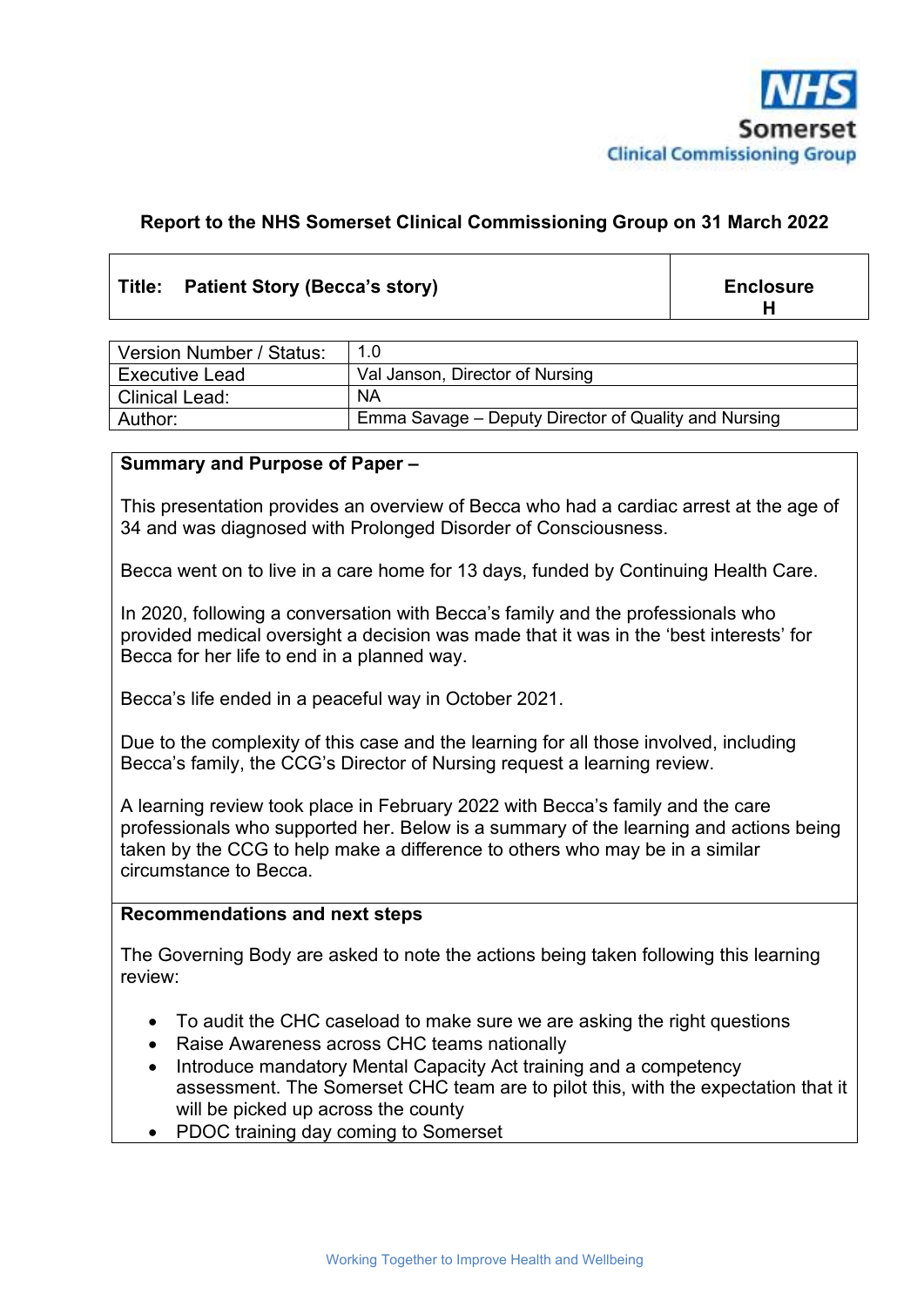NHS Somerset Clinical Commissioning Group

**Report to the NHS Somerset Clinical Commissioning Group on 31 March 2022**

| **Title: Patient Story (Becca's story)** | **Enclosure H** |
|---|---|

| Version Number / Status: | 1.0 |
|---|---|
| Executive Lead | Val Janson, Director of Nursing |
| Clinical Lead: | NA |
| Author: | Emma Savage – Deputy Director of Quality and Nursing |

**Summary and Purpose of Paper –**

This presentation provides an overview of Becca who had a cardiac arrest at the age of 34 and was diagnosed with Prolonged Disorder of Consciousness.

Becca went on to live in a care home for 13 days, funded by Continuing Health Care.

In 2020, following a conversation with Becca's family and the professionals who provided medical oversight a decision was made that it was in the 'best interests' for Becca for her life to end in a planned way.

Becca's life ended in a peaceful way in October 2021.

Due to the complexity of this case and the learning for all those involved, including Becca's family, the CCG's Director of Nursing request a learning review.

A learning review took place in February 2022 with Becca's family and the care professionals who supported her. Below is a summary of the learning and actions being taken by the CCG to help make a difference to others who may be in a similar circumstance to Becca.

**Recommendations and next steps**

The Governing Body are asked to note the actions being taken following this learning review:

- To audit the CHC caseload to make sure we are asking the right questions
- Raise Awareness across CHC teams nationally
- Introduce mandatory Mental Capacity Act training and a competency assessment. The Somerset CHC team are to pilot this, with the expectation that it will be picked up across the county
- PDOC training day coming to Somerset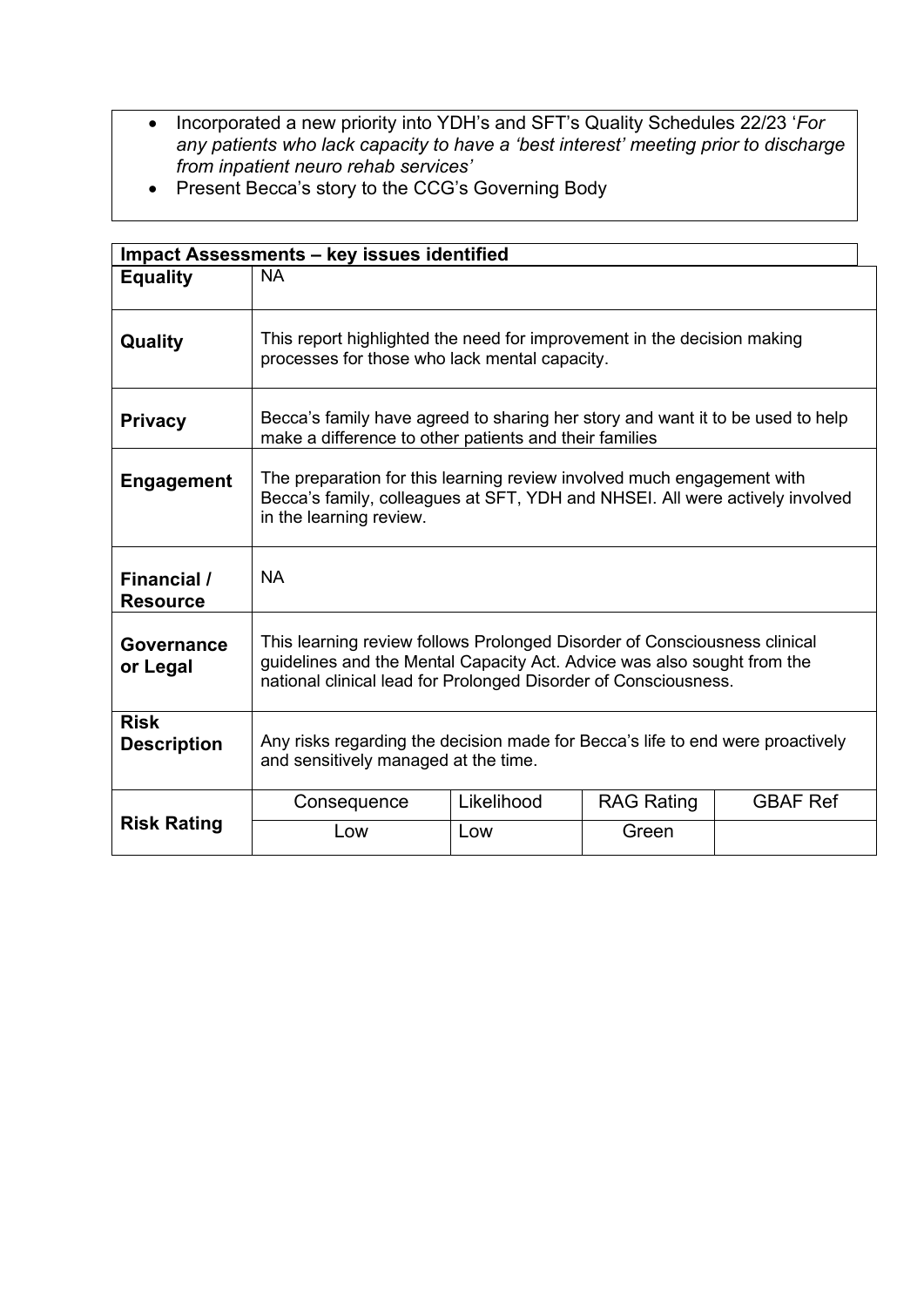- Incorporated a new priority into YDH's and SFT's Quality Schedules 22/23 '*For any patients who lack capacity to have a 'best interest' meeting prior to discharge from inpatient neuro rehab services'*
- Present Becca's story to the CCG's Governing Body

| **Impact Assessments – key issues identified** | | | | |
|---|---|---|---|---|
| **Equality** | NA | | | |
| **Quality** | This report highlighted the need for improvement in the decision making processes for those who lack mental capacity. | | | |
| **Privacy** | Becca's family have agreed to sharing her story and want it to be used to help make a difference to other patients and their families | | | |
| **Engagement** | The preparation for this learning review involved much engagement with Becca's family, colleagues at SFT, YDH and NHSEI. All were actively involved in the learning review. | | | |
| **Financial / Resource** | NA | | | |
| **Governance or Legal** | This learning review follows Prolonged Disorder of Consciousness clinical guidelines and the Mental Capacity Act. Advice was also sought from the national clinical lead for Prolonged Disorder of Consciousness. | | | |
| **Risk Description** | Any risks regarding the decision made for Becca's life to end were proactively and sensitively managed at the time. | | | |
| **Risk Rating** | Consequence | Likelihood | RAG Rating | GBAF Ref |
| | Low | Low | Green | |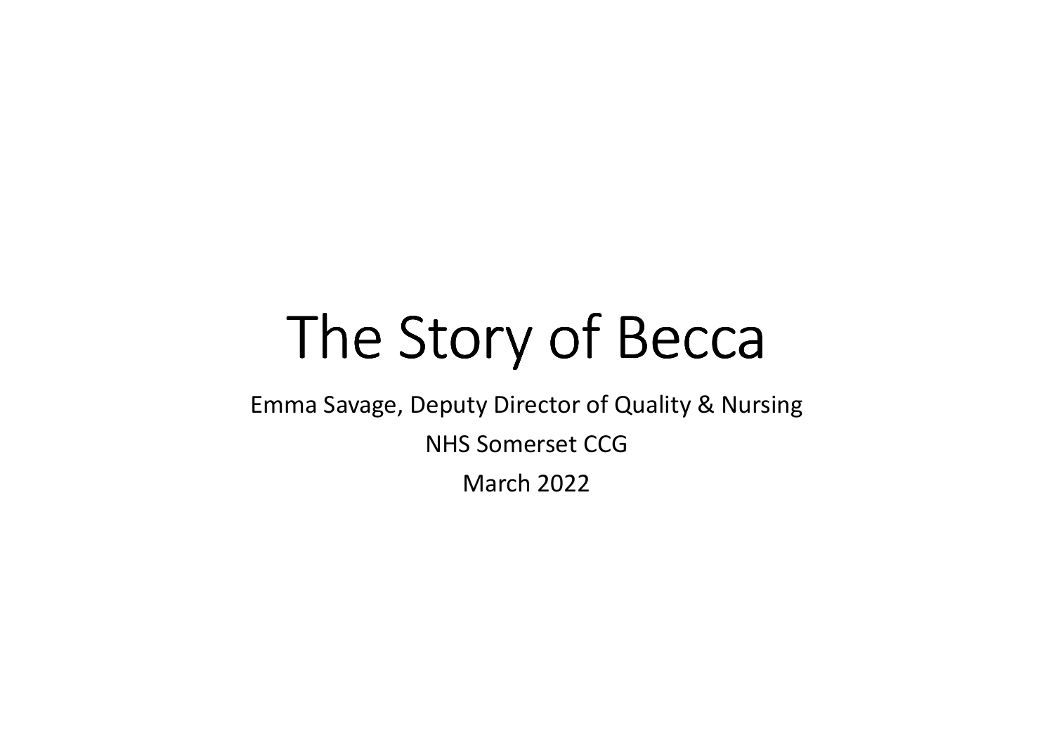# The Story of Becca

Emma Savage, Deputy Director of Quality & Nursing

NHS Somerset CCG

March 2022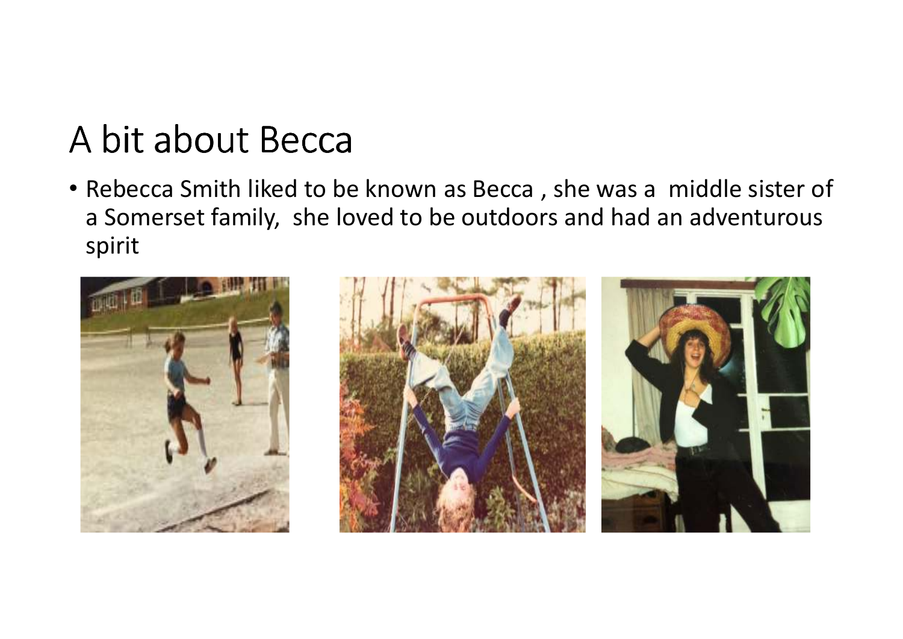# A bit about Becca

- Rebecca Smith liked to be known as Becca , she was a middle sister of a Somerset family, she loved to be outdoors and had an adventurous spirit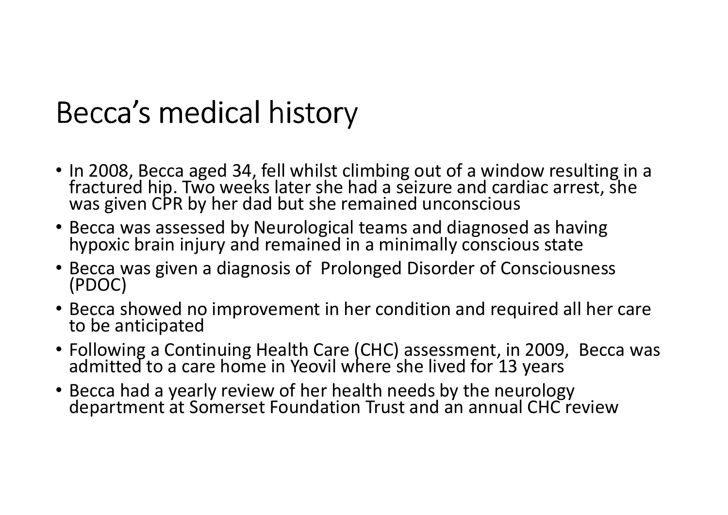# Becca's medical history

- In 2008, Becca aged 34, fell whilst climbing out of a window resulting in a fractured hip. Two weeks later she had a seizure and cardiac arrest, she was given CPR by her dad but she remained unconscious
- Becca was assessed by Neurological teams and diagnosed as having hypoxic brain injury and remained in a minimally conscious state
- Becca was given a diagnosis of Prolonged Disorder of Consciousness (PDOC)
- Becca showed no improvement in her condition and required all her care to be anticipated
- Following a Continuing Health Care (CHC) assessment, in 2009, Becca was admitted to a care home in Yeovil where she lived for 13 years
- Becca had a yearly review of her health needs by the neurology department at Somerset Foundation Trust and an annual CHC review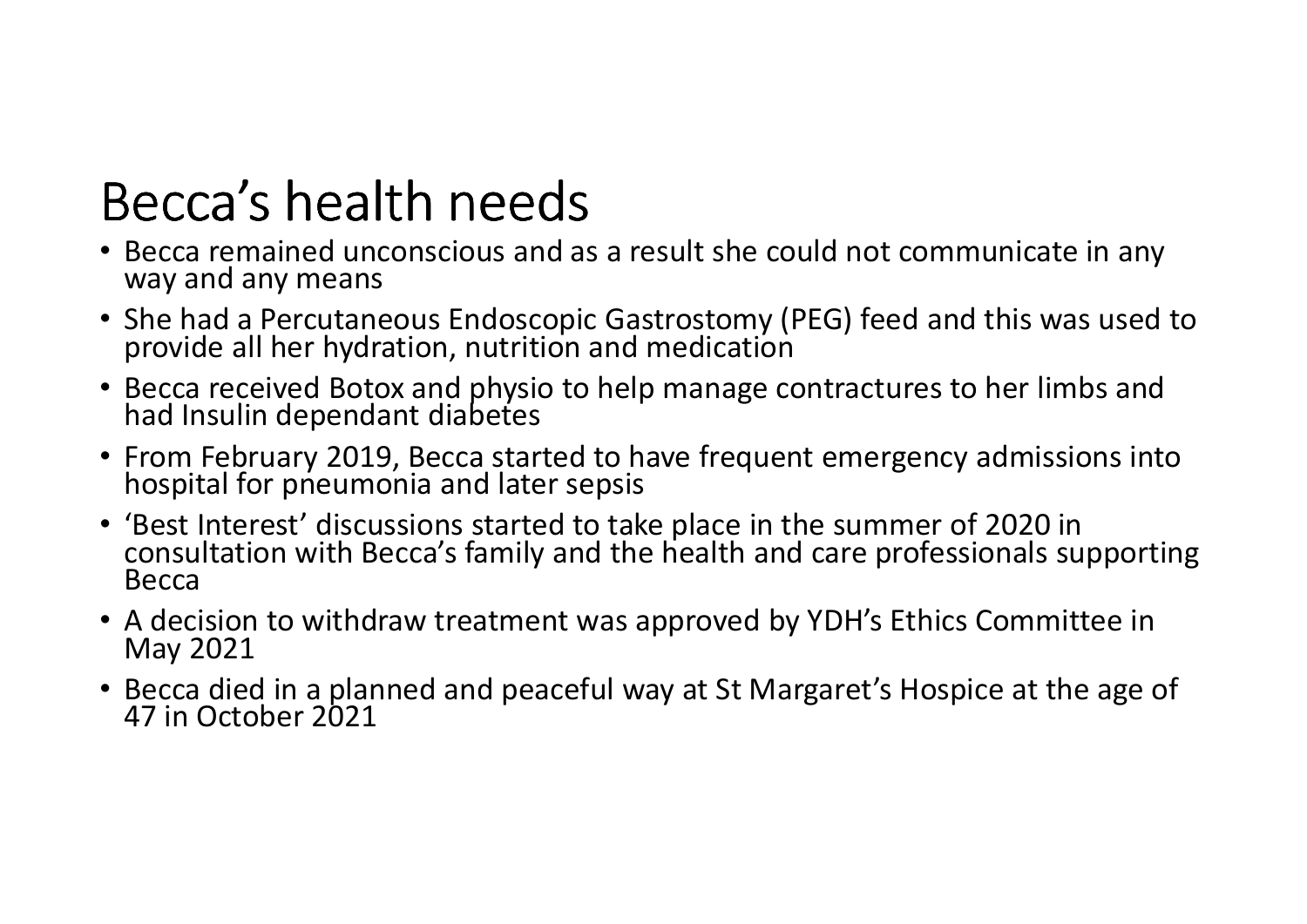# Becca’s health needs

- Becca remained unconscious and as a result she could not communicate in any way and any means
- She had a Percutaneous Endoscopic Gastrostomy (PEG) feed and this was used to provide all her hydration, nutrition and medication
- Becca received Botox and physio to help manage contractures to her limbs and had Insulin dependant diabetes
- From February 2019, Becca started to have frequent emergency admissions into hospital for pneumonia and later sepsis
- ‘Best Interest’ discussions started to take place in the summer of 2020 in consultation with Becca’s family and the health and care professionals supporting Becca
- A decision to withdraw treatment was approved by YDH’s Ethics Committee in May 2021
- Becca died in a planned and peaceful way at St Margaret’s Hospice at the age of 47 in October 2021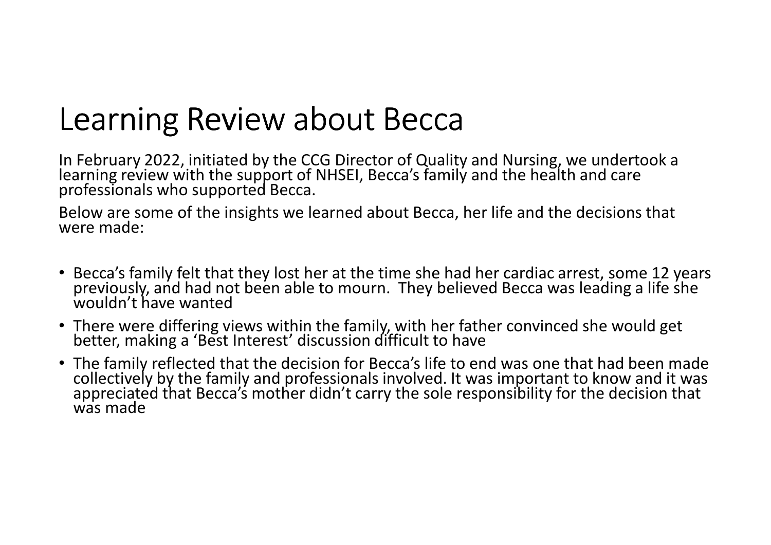# Learning Review about Becca

In February 2022, initiated by the CCG Director of Quality and Nursing, we undertook a learning review with the support of NHSEI, Becca's family and the health and care professionals who supported Becca.

Below are some of the insights we learned about Becca, her life and the decisions that were made:

- Becca's family felt that they lost her at the time she had her cardiac arrest, some 12 years previously, and had not been able to mourn. They believed Becca was leading a life she wouldn't have wanted
- There were differing views within the family, with her father convinced she would get better, making a 'Best Interest' discussion difficult to have
- The family reflected that the decision for Becca's life to end was one that had been made collectively by the family and professionals involved. It was important to know and it was appreciated that Becca's mother didn't carry the sole responsibility for the decision that was made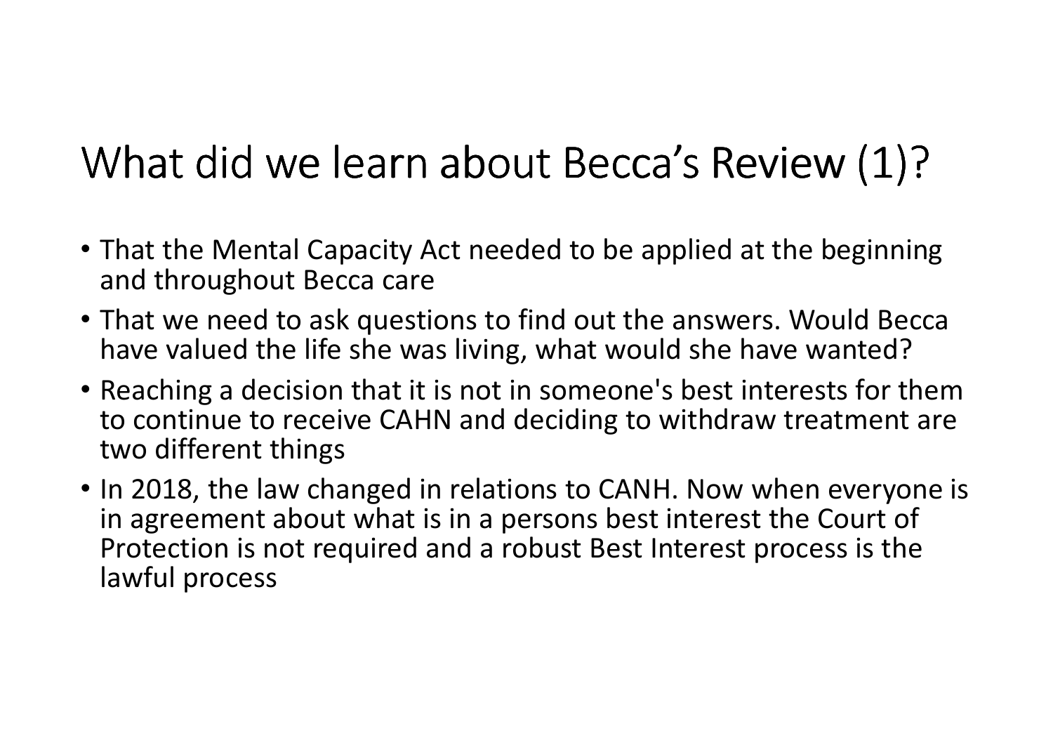# What did we learn about Becca's Review (1)?

- That the Mental Capacity Act needed to be applied at the beginning and throughout Becca care
- That we need to ask questions to find out the answers. Would Becca have valued the life she was living, what would she have wanted?
- Reaching a decision that it is not in someone's best interests for them to continue to receive CAHN and deciding to withdraw treatment are two different things
- In 2018, the law changed in relations to CANH. Now when everyone is in agreement about what is in a persons best interest the Court of Protection is not required and a robust Best Interest process is the lawful process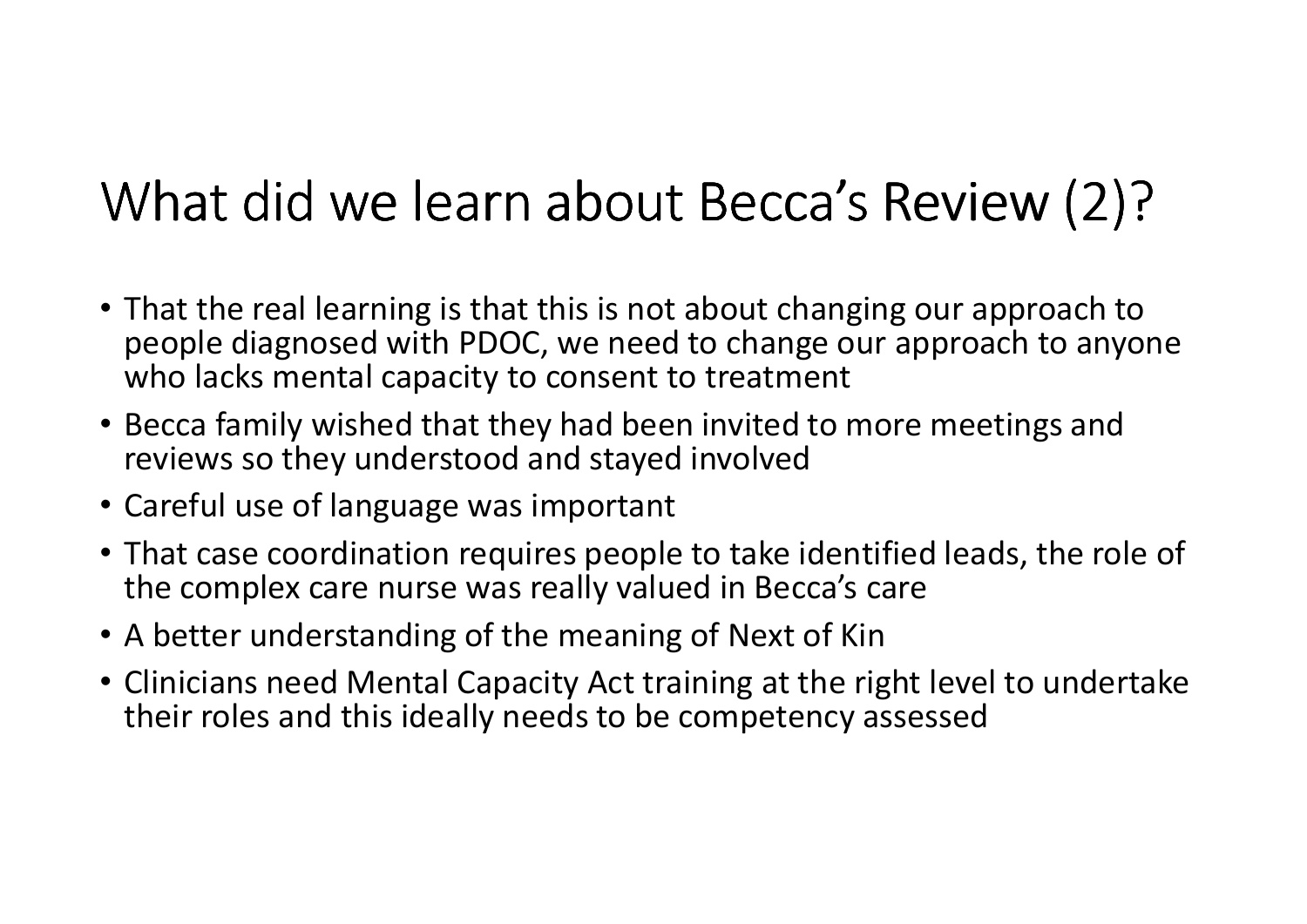# What did we learn about Becca's Review (2)?

- That the real learning is that this is not about changing our approach to people diagnosed with PDOC, we need to change our approach to anyone who lacks mental capacity to consent to treatment
- Becca family wished that they had been invited to more meetings and reviews so they understood and stayed involved
- Careful use of language was important
- That case coordination requires people to take identified leads, the role of the complex care nurse was really valued in Becca's care
- A better understanding of the meaning of Next of Kin
- Clinicians need Mental Capacity Act training at the right level to undertake their roles and this ideally needs to be competency assessed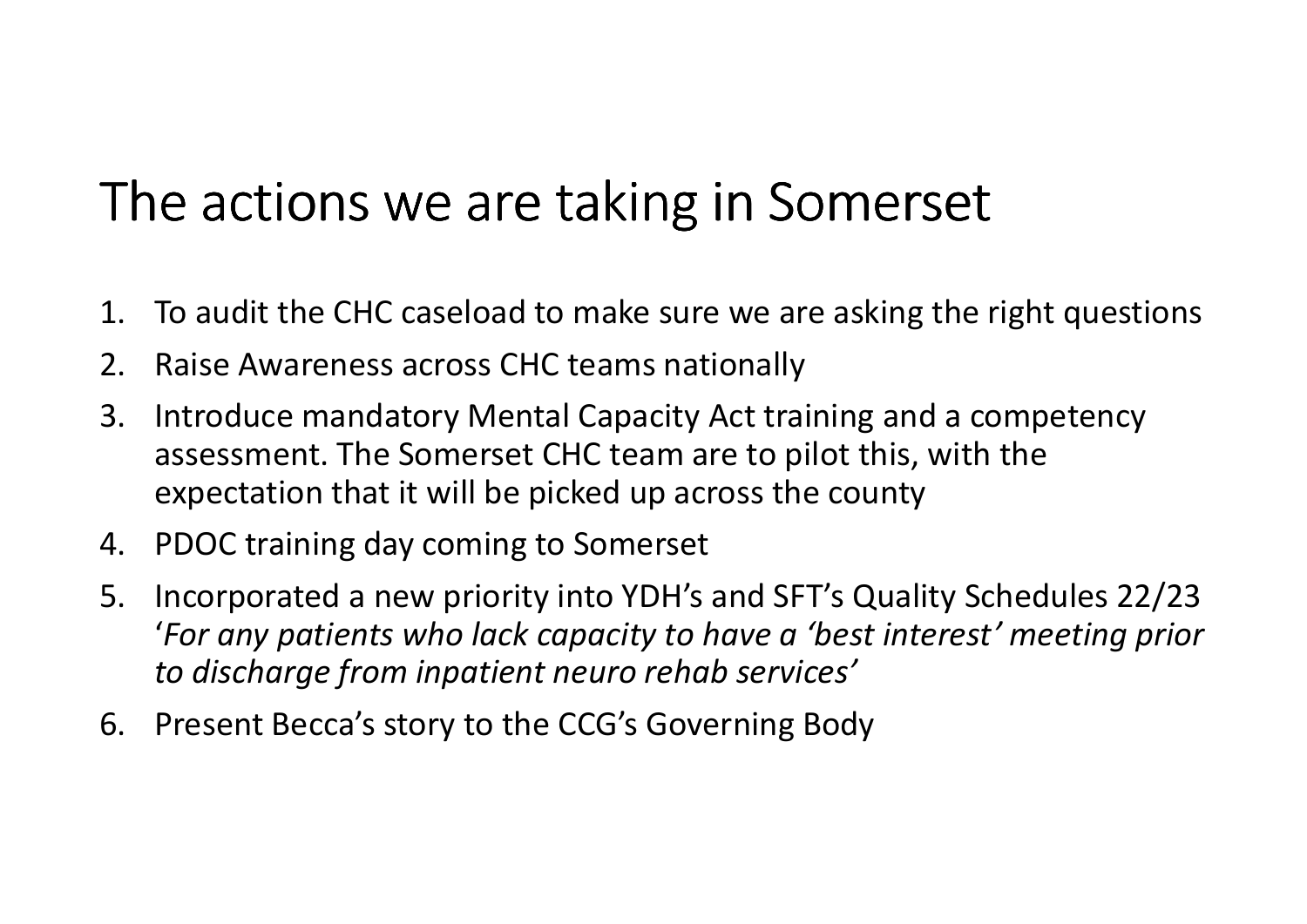# The actions we are taking in Somerset

1. To audit the CHC caseload to make sure we are asking the right questions
2. Raise Awareness across CHC teams nationally
3. Introduce mandatory Mental Capacity Act training and a competency assessment. The Somerset CHC team are to pilot this, with the expectation that it will be picked up across the county
4. PDOC training day coming to Somerset
5. Incorporated a new priority into YDH's and SFT's Quality Schedules 22/23 '*For any patients who lack capacity to have a 'best interest' meeting prior to discharge from inpatient neuro rehab services*'
6. Present Becca's story to the CCG's Governing Body